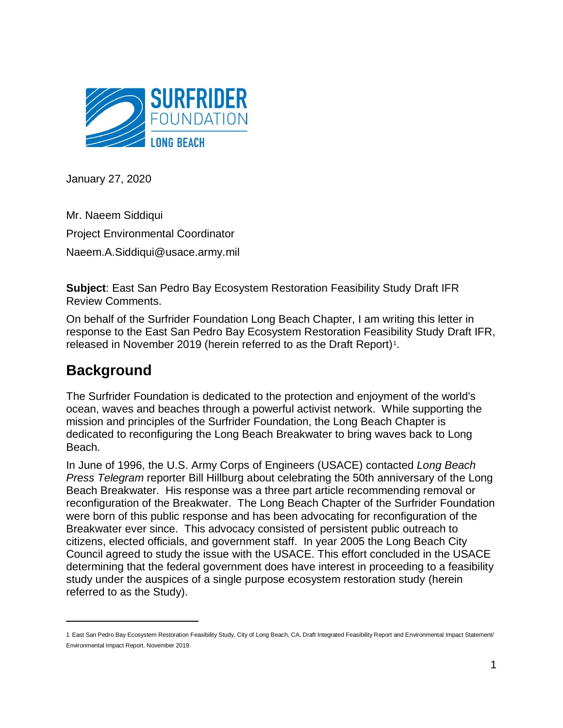SURFRIDER FOUNDATION LONG BEACH

January 27, 2020

Mr. Naeem Siddiqui

Project Environmental Coordinator

Naeem.A.Siddiqui@usace.army.mil

**Subject**: East San Pedro Bay Ecosystem Restoration Feasibility Study Draft IFR Review Comments.

On behalf of the Surfrider Foundation Long Beach Chapter, I am writing this letter in response to the East San Pedro Bay Ecosystem Restoration Feasibility Study Draft IFR, released in November 2019 (herein referred to as the Draft Report)[1].

## Background

The Surfrider Foundation is dedicated to the protection and enjoyment of the world's ocean, waves and beaches through a powerful activist network. While supporting the mission and principles of the Surfrider Foundation, the Long Beach Chapter is dedicated to reconfiguring the Long Beach Breakwater to bring waves back to Long Beach.

In June of 1996, the U.S. Army Corps of Engineers (USACE) contacted *Long Beach Press Telegram* reporter Bill Hillburg about celebrating the 50th anniversary of the Long Beach Breakwater. His response was a three part article recommending removal or reconfiguration of the Breakwater. The Long Beach Chapter of the Surfrider Foundation were born of this public response and has been advocating for reconfiguration of the Breakwater ever since. This advocacy consisted of persistent public outreach to citizens, elected officials, and government staff. In year 2005 the Long Beach City Council agreed to study the issue with the USACE. This effort concluded in the USACE determining that the federal government does have interest in proceeding to a feasibility study under the auspices of a single purpose ecosystem restoration study (herein referred to as the Study).

---

1 East San Pedro Bay Ecosystem Restoration Feasibility Study, City of Long Beach, CA, Draft Integrated Feasibility Report and Environmental Impact Statement/ Environmental Impact Report. November 2019.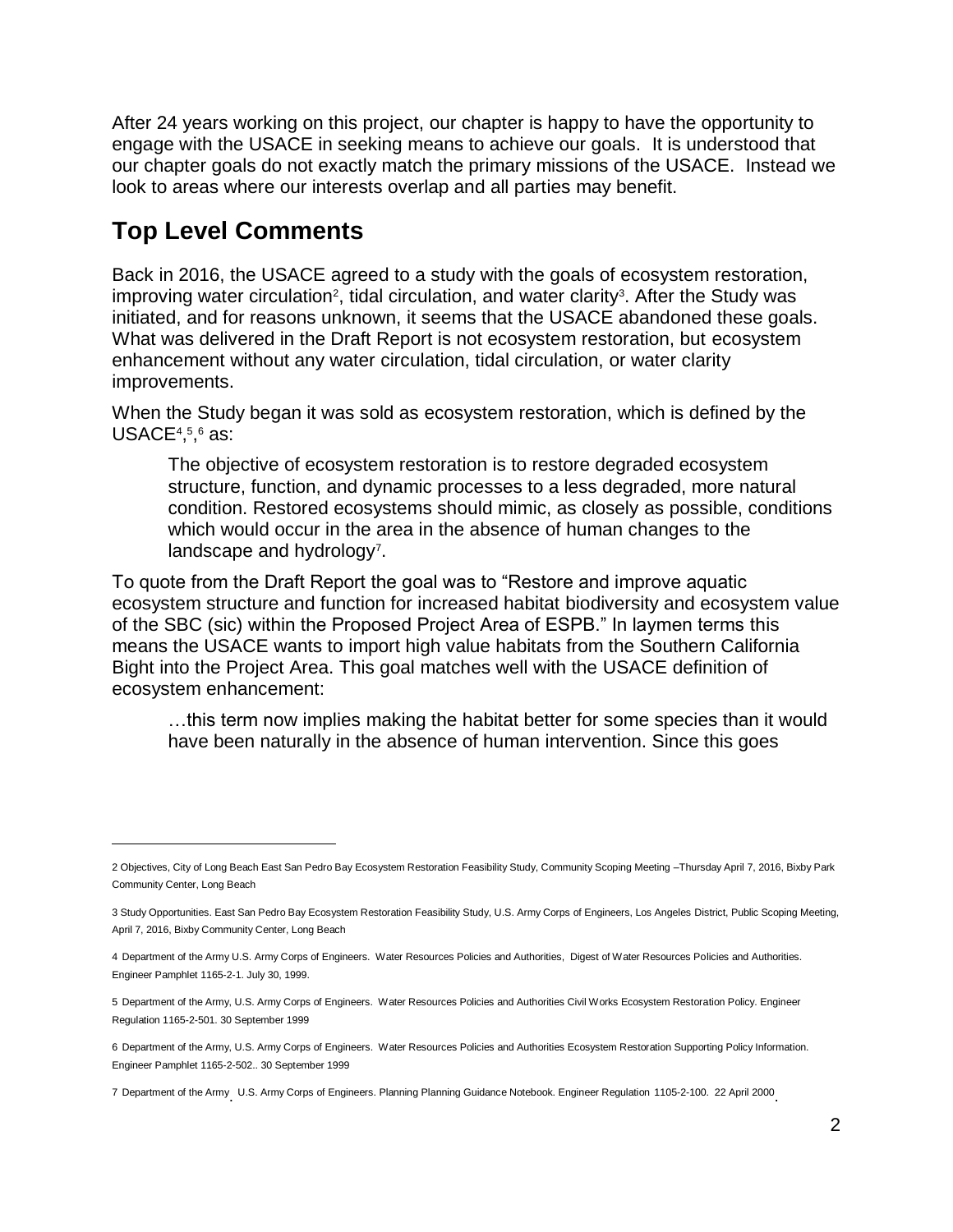After 24 years working on this project, our chapter is happy to have the opportunity to engage with the USACE in seeking means to achieve our goals. It is understood that our chapter goals do not exactly match the primary missions of the USACE. Instead we look to areas where our interests overlap and all parties may benefit.

## Top Level Comments

Back in 2016, the USACE agreed to a study with the goals of ecosystem restoration, improving water circulation[2], tidal circulation, and water clarity[3]. After the Study was initiated, and for reasons unknown, it seems that the USACE abandoned these goals. What was delivered in the Draft Report is not ecosystem restoration, but ecosystem enhancement without any water circulation, tidal circulation, or water clarity improvements.

When the Study began it was sold as ecosystem restoration, which is defined by the USACE[4],[5],[6] as:

> The objective of ecosystem restoration is to restore degraded ecosystem structure, function, and dynamic processes to a less degraded, more natural condition. Restored ecosystems should mimic, as closely as possible, conditions which would occur in the area in the absence of human changes to the landscape and hydrology[7].

To quote from the Draft Report the goal was to "Restore and improve aquatic ecosystem structure and function for increased habitat biodiversity and ecosystem value of the SBC (sic) within the Proposed Project Area of ESPB." In laymen terms this means the USACE wants to import high value habitats from the Southern California Bight into the Project Area. This goal matches well with the USACE definition of ecosystem enhancement:

> …this term now implies making the habitat better for some species than it would have been naturally in the absence of human intervention. Since this goes

---

2 Objectives, City of Long Beach East San Pedro Bay Ecosystem Restoration Feasibility Study, Community Scoping Meeting –Thursday April 7, 2016, Bixby Park Community Center, Long Beach

3 Study Opportunities. East San Pedro Bay Ecosystem Restoration Feasibility Study, U.S. Army Corps of Engineers, Los Angeles District, Public Scoping Meeting, April 7, 2016, Bixby Community Center, Long Beach

4 Department of the Army U.S. Army Corps of Engineers. Water Resources Policies and Authorities, Digest of Water Resources Policies and Authorities. Engineer Pamphlet 1165-2-1. July 30, 1999.

5 Department of the Army, U.S. Army Corps of Engineers. Water Resources Policies and Authorities Civil Works Ecosystem Restoration Policy. Engineer Regulation 1165-2-501. 30 September 1999

6 Department of the Army, U.S. Army Corps of Engineers. Water Resources Policies and Authorities Ecosystem Restoration Supporting Policy Information. Engineer Pamphlet 1165-2-502.. 30 September 1999

7 Department of the Army. U.S. Army Corps of Engineers. Planning Planning Guidance Notebook. Engineer Regulation 1105-2-100. 22 April 2000.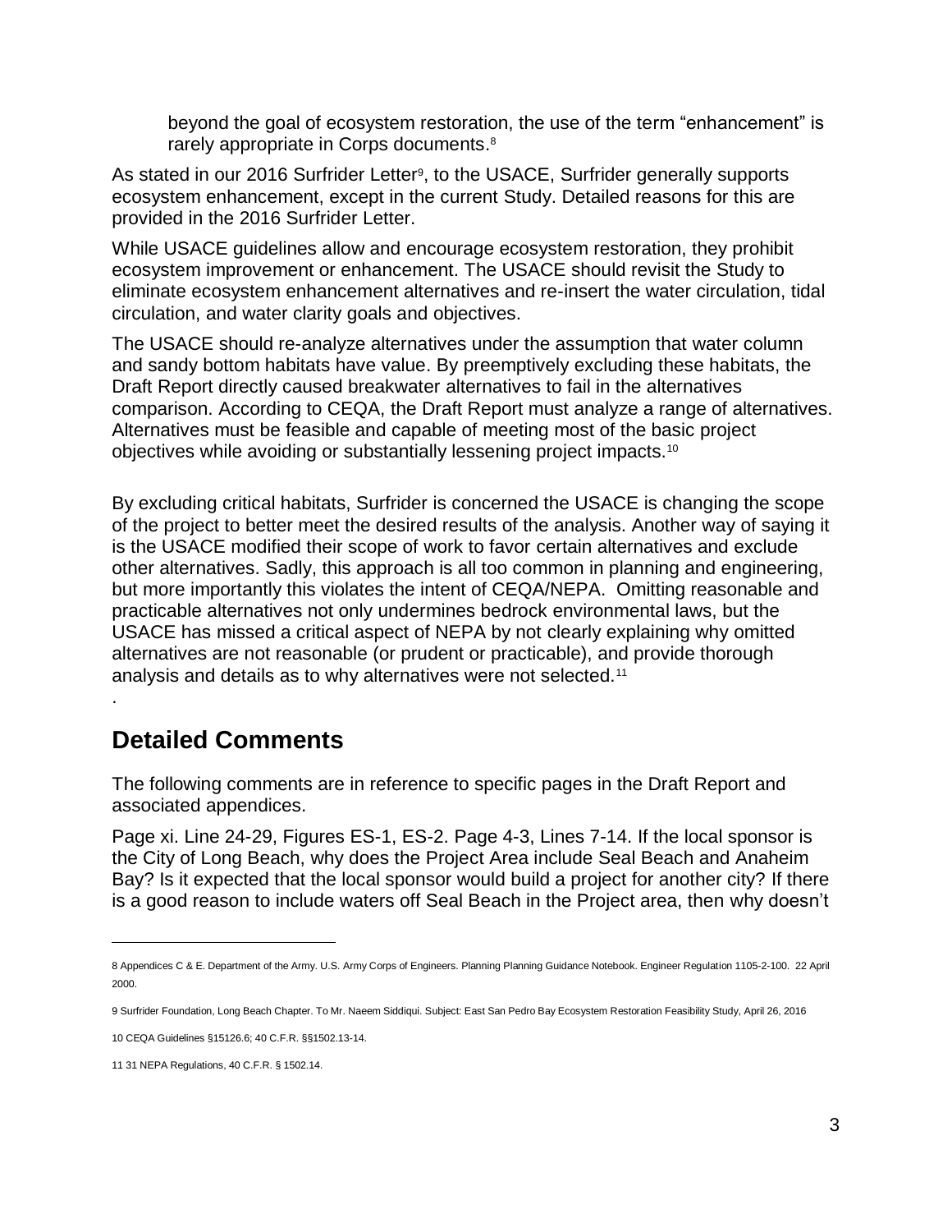> beyond the goal of ecosystem restoration, the use of the term "enhancement" is rarely appropriate in Corps documents.[8]

As stated in our 2016 Surfrider Letter[9], to the USACE, Surfrider generally supports ecosystem enhancement, except in the current Study. Detailed reasons for this are provided in the 2016 Surfrider Letter.

While USACE guidelines allow and encourage ecosystem restoration, they prohibit ecosystem improvement or enhancement. The USACE should revisit the Study to eliminate ecosystem enhancement alternatives and re-insert the water circulation, tidal circulation, and water clarity goals and objectives.

The USACE should re-analyze alternatives under the assumption that water column and sandy bottom habitats have value. By preemptively excluding these habitats, the Draft Report directly caused breakwater alternatives to fail in the alternatives comparison. According to CEQA, the Draft Report must analyze a range of alternatives. Alternatives must be feasible and capable of meeting most of the basic project objectives while avoiding or substantially lessening project impacts.[10]

By excluding critical habitats, Surfrider is concerned the USACE is changing the scope of the project to better meet the desired results of the analysis. Another way of saying it is the USACE modified their scope of work to favor certain alternatives and exclude other alternatives. Sadly, this approach is all too common in planning and engineering, but more importantly this violates the intent of CEQA/NEPA. Omitting reasonable and practicable alternatives not only undermines bedrock environmental laws, but the USACE has missed a critical aspect of NEPA by not clearly explaining why omitted alternatives are not reasonable (or prudent or practicable), and provide thorough analysis and details as to why alternatives were not selected.[11]

.

## Detailed Comments

The following comments are in reference to specific pages in the Draft Report and associated appendices.

Page xi. Line 24-29, Figures ES-1, ES-2. Page 4-3, Lines 7-14. If the local sponsor is the City of Long Beach, why does the Project Area include Seal Beach and Anaheim Bay? Is it expected that the local sponsor would build a project for another city? If there is a good reason to include waters off Seal Beach in the Project area, then why doesn't

---

8 Appendices C & E. Department of the Army. U.S. Army Corps of Engineers. Planning Planning Guidance Notebook. Engineer Regulation 1105-2-100. 22 April 2000.

9 Surfrider Foundation, Long Beach Chapter. To Mr. Naeem Siddiqui. Subject: East San Pedro Bay Ecosystem Restoration Feasibility Study, April 26, 2016

10 CEQA Guidelines §15126.6; 40 C.F.R. §§1502.13-14.

11 31 NEPA Regulations, 40 C.F.R. § 1502.14.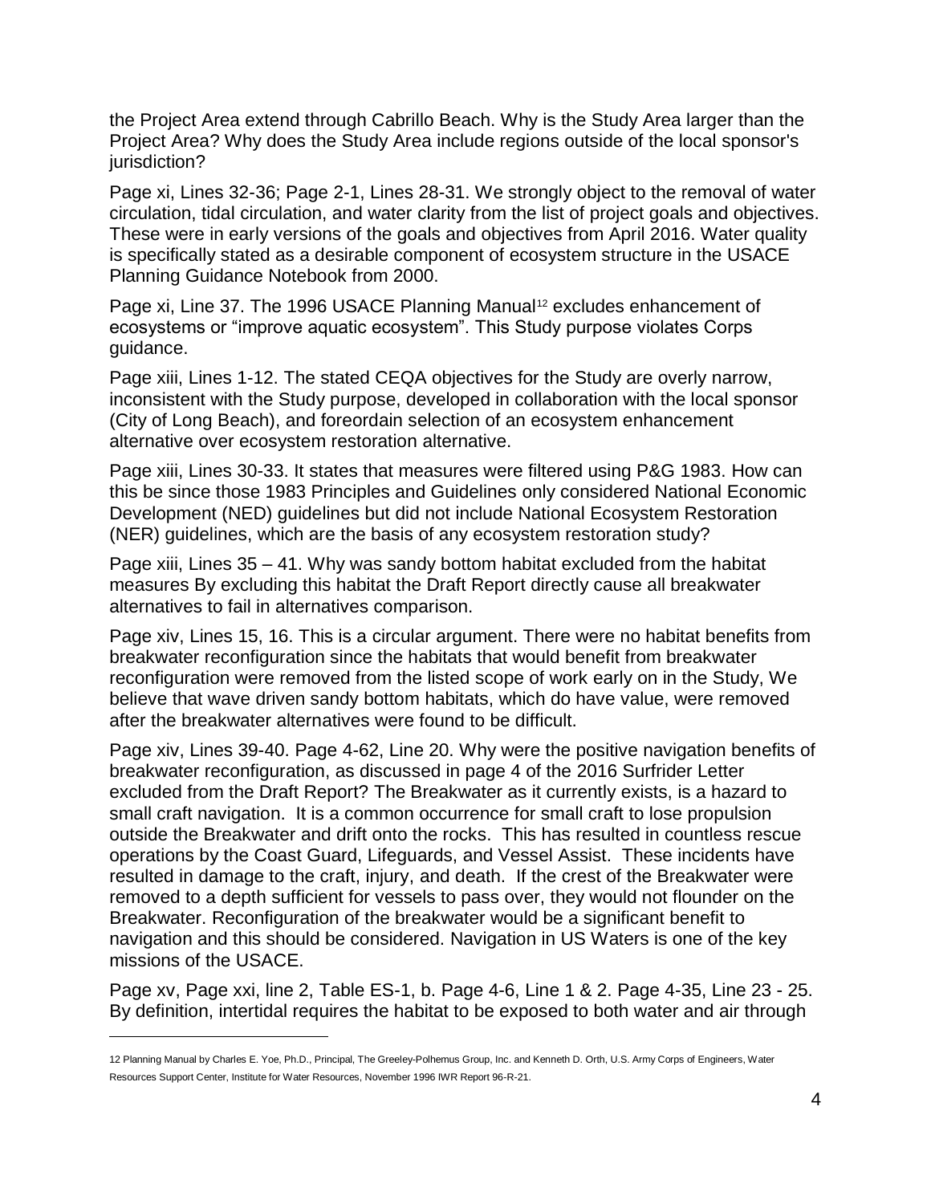the Project Area extend through Cabrillo Beach. Why is the Study Area larger than the Project Area? Why does the Study Area include regions outside of the local sponsor's jurisdiction?

Page xi, Lines 32-36; Page 2-1, Lines 28-31. We strongly object to the removal of water circulation, tidal circulation, and water clarity from the list of project goals and objectives. These were in early versions of the goals and objectives from April 2016. Water quality is specifically stated as a desirable component of ecosystem structure in the USACE Planning Guidance Notebook from 2000.

Page xi, Line 37. The 1996 USACE Planning Manual[12] excludes enhancement of ecosystems or "improve aquatic ecosystem". This Study purpose violates Corps guidance.

Page xiii, Lines 1-12. The stated CEQA objectives for the Study are overly narrow, inconsistent with the Study purpose, developed in collaboration with the local sponsor (City of Long Beach), and foreordain selection of an ecosystem enhancement alternative over ecosystem restoration alternative.

Page xiii, Lines 30-33. It states that measures were filtered using P&G 1983. How can this be since those 1983 Principles and Guidelines only considered National Economic Development (NED) guidelines but did not include National Ecosystem Restoration (NER) guidelines, which are the basis of any ecosystem restoration study?

Page xiii, Lines 35 – 41. Why was sandy bottom habitat excluded from the habitat measures By excluding this habitat the Draft Report directly cause all breakwater alternatives to fail in alternatives comparison.

Page xiv, Lines 15, 16. This is a circular argument. There were no habitat benefits from breakwater reconfiguration since the habitats that would benefit from breakwater reconfiguration were removed from the listed scope of work early on in the Study, We believe that wave driven sandy bottom habitats, which do have value, were removed after the breakwater alternatives were found to be difficult.

Page xiv, Lines 39-40. Page 4-62, Line 20. Why were the positive navigation benefits of breakwater reconfiguration, as discussed in page 4 of the 2016 Surfrider Letter excluded from the Draft Report? The Breakwater as it currently exists, is a hazard to small craft navigation. It is a common occurrence for small craft to lose propulsion outside the Breakwater and drift onto the rocks. This has resulted in countless rescue operations by the Coast Guard, Lifeguards, and Vessel Assist. These incidents have resulted in damage to the craft, injury, and death. If the crest of the Breakwater were removed to a depth sufficient for vessels to pass over, they would not flounder on the Breakwater. Reconfiguration of the breakwater would be a significant benefit to navigation and this should be considered. Navigation in US Waters is one of the key missions of the USACE.

Page xv, Page xxi, line 2, Table ES-1, b. Page 4-6, Line 1 & 2. Page 4-35, Line 23 - 25. By definition, intertidal requires the habitat to be exposed to both water and air through

---

12 Planning Manual by Charles E. Yoe, Ph.D., Principal, The Greeley-Polhemus Group, Inc. and Kenneth D. Orth, U.S. Army Corps of Engineers, Water Resources Support Center, Institute for Water Resources, November 1996 IWR Report 96-R-21.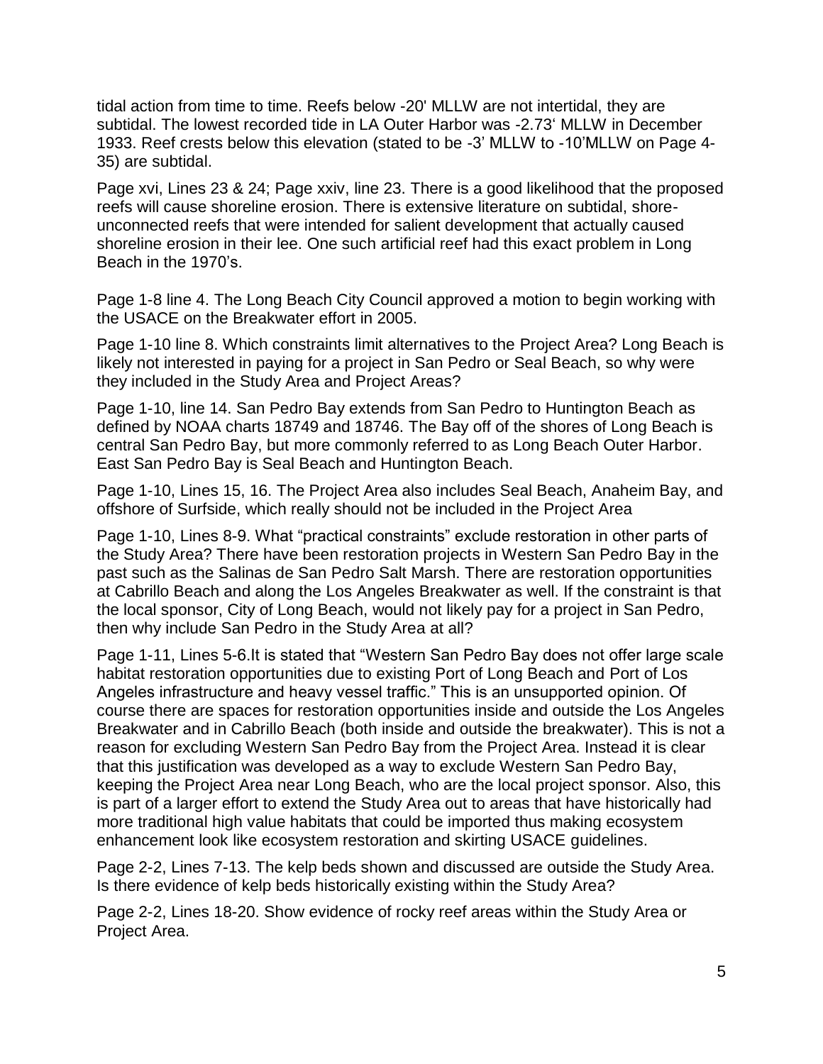tidal action from time to time. Reefs below -20' MLLW are not intertidal, they are subtidal. The lowest recorded tide in LA Outer Harbor was -2.73' MLLW in December 1933. Reef crests below this elevation (stated to be -3' MLLW to -10'MLLW on Page 4-35) are subtidal.

Page xvi, Lines 23 & 24; Page xxiv, line 23. There is a good likelihood that the proposed reefs will cause shoreline erosion. There is extensive literature on subtidal, shore-unconnected reefs that were intended for salient development that actually caused shoreline erosion in their lee. One such artificial reef had this exact problem in Long Beach in the 1970's.

Page 1-8 line 4. The Long Beach City Council approved a motion to begin working with the USACE on the Breakwater effort in 2005.

Page 1-10 line 8. Which constraints limit alternatives to the Project Area? Long Beach is likely not interested in paying for a project in San Pedro or Seal Beach, so why were they included in the Study Area and Project Areas?

Page 1-10, line 14. San Pedro Bay extends from San Pedro to Huntington Beach as defined by NOAA charts 18749 and 18746. The Bay off of the shores of Long Beach is central San Pedro Bay, but more commonly referred to as Long Beach Outer Harbor. East San Pedro Bay is Seal Beach and Huntington Beach.

Page 1-10, Lines 15, 16. The Project Area also includes Seal Beach, Anaheim Bay, and offshore of Surfside, which really should not be included in the Project Area

Page 1-10, Lines 8-9. What "practical constraints" exclude restoration in other parts of the Study Area? There have been restoration projects in Western San Pedro Bay in the past such as the Salinas de San Pedro Salt Marsh. There are restoration opportunities at Cabrillo Beach and along the Los Angeles Breakwater as well. If the constraint is that the local sponsor, City of Long Beach, would not likely pay for a project in San Pedro, then why include San Pedro in the Study Area at all?

Page 1-11, Lines 5-6.It is stated that "Western San Pedro Bay does not offer large scale habitat restoration opportunities due to existing Port of Long Beach and Port of Los Angeles infrastructure and heavy vessel traffic." This is an unsupported opinion. Of course there are spaces for restoration opportunities inside and outside the Los Angeles Breakwater and in Cabrillo Beach (both inside and outside the breakwater). This is not a reason for excluding Western San Pedro Bay from the Project Area. Instead it is clear that this justification was developed as a way to exclude Western San Pedro Bay, keeping the Project Area near Long Beach, who are the local project sponsor. Also, this is part of a larger effort to extend the Study Area out to areas that have historically had more traditional high value habitats that could be imported thus making ecosystem enhancement look like ecosystem restoration and skirting USACE guidelines.

Page 2-2, Lines 7-13. The kelp beds shown and discussed are outside the Study Area. Is there evidence of kelp beds historically existing within the Study Area?

Page 2-2, Lines 18-20. Show evidence of rocky reef areas within the Study Area or Project Area.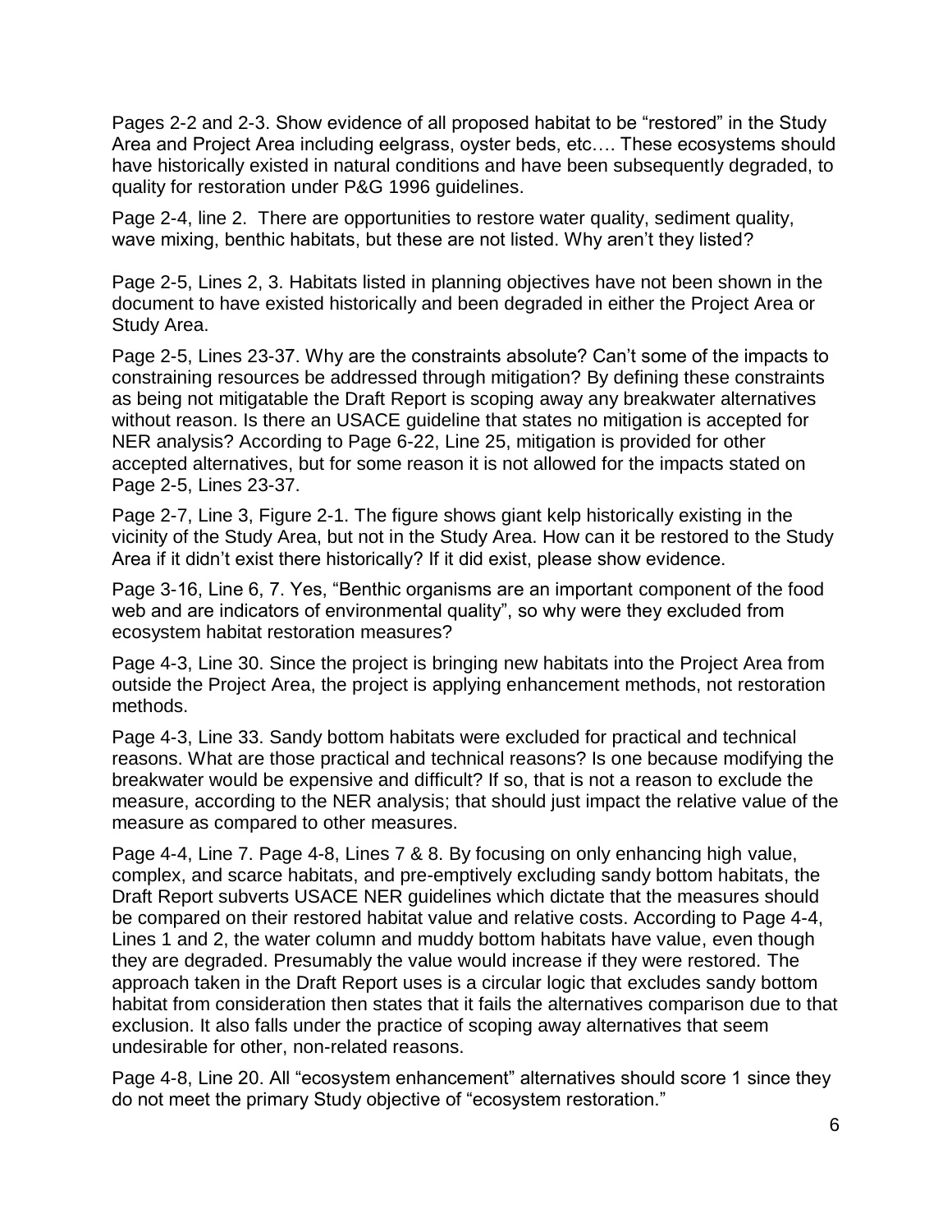Pages 2-2 and 2-3. Show evidence of all proposed habitat to be "restored" in the Study Area and Project Area including eelgrass, oyster beds, etc…. These ecosystems should have historically existed in natural conditions and have been subsequently degraded, to quality for restoration under P&G 1996 guidelines.

Page 2-4, line 2. There are opportunities to restore water quality, sediment quality, wave mixing, benthic habitats, but these are not listed. Why aren't they listed?

Page 2-5, Lines 2, 3. Habitats listed in planning objectives have not been shown in the document to have existed historically and been degraded in either the Project Area or Study Area.

Page 2-5, Lines 23-37. Why are the constraints absolute? Can't some of the impacts to constraining resources be addressed through mitigation? By defining these constraints as being not mitigatable the Draft Report is scoping away any breakwater alternatives without reason. Is there an USACE guideline that states no mitigation is accepted for NER analysis? According to Page 6-22, Line 25, mitigation is provided for other accepted alternatives, but for some reason it is not allowed for the impacts stated on Page 2-5, Lines 23-37.

Page 2-7, Line 3, Figure 2-1. The figure shows giant kelp historically existing in the vicinity of the Study Area, but not in the Study Area. How can it be restored to the Study Area if it didn't exist there historically? If it did exist, please show evidence.

Page 3-16, Line 6, 7. Yes, "Benthic organisms are an important component of the food web and are indicators of environmental quality", so why were they excluded from ecosystem habitat restoration measures?

Page 4-3, Line 30. Since the project is bringing new habitats into the Project Area from outside the Project Area, the project is applying enhancement methods, not restoration methods.

Page 4-3, Line 33. Sandy bottom habitats were excluded for practical and technical reasons. What are those practical and technical reasons? Is one because modifying the breakwater would be expensive and difficult? If so, that is not a reason to exclude the measure, according to the NER analysis; that should just impact the relative value of the measure as compared to other measures.

Page 4-4, Line 7. Page 4-8, Lines 7 & 8. By focusing on only enhancing high value, complex, and scarce habitats, and pre-emptively excluding sandy bottom habitats, the Draft Report subverts USACE NER guidelines which dictate that the measures should be compared on their restored habitat value and relative costs. According to Page 4-4, Lines 1 and 2, the water column and muddy bottom habitats have value, even though they are degraded. Presumably the value would increase if they were restored. The approach taken in the Draft Report uses is a circular logic that excludes sandy bottom habitat from consideration then states that it fails the alternatives comparison due to that exclusion. It also falls under the practice of scoping away alternatives that seem undesirable for other, non-related reasons.

Page 4-8, Line 20. All "ecosystem enhancement" alternatives should score 1 since they do not meet the primary Study objective of "ecosystem restoration."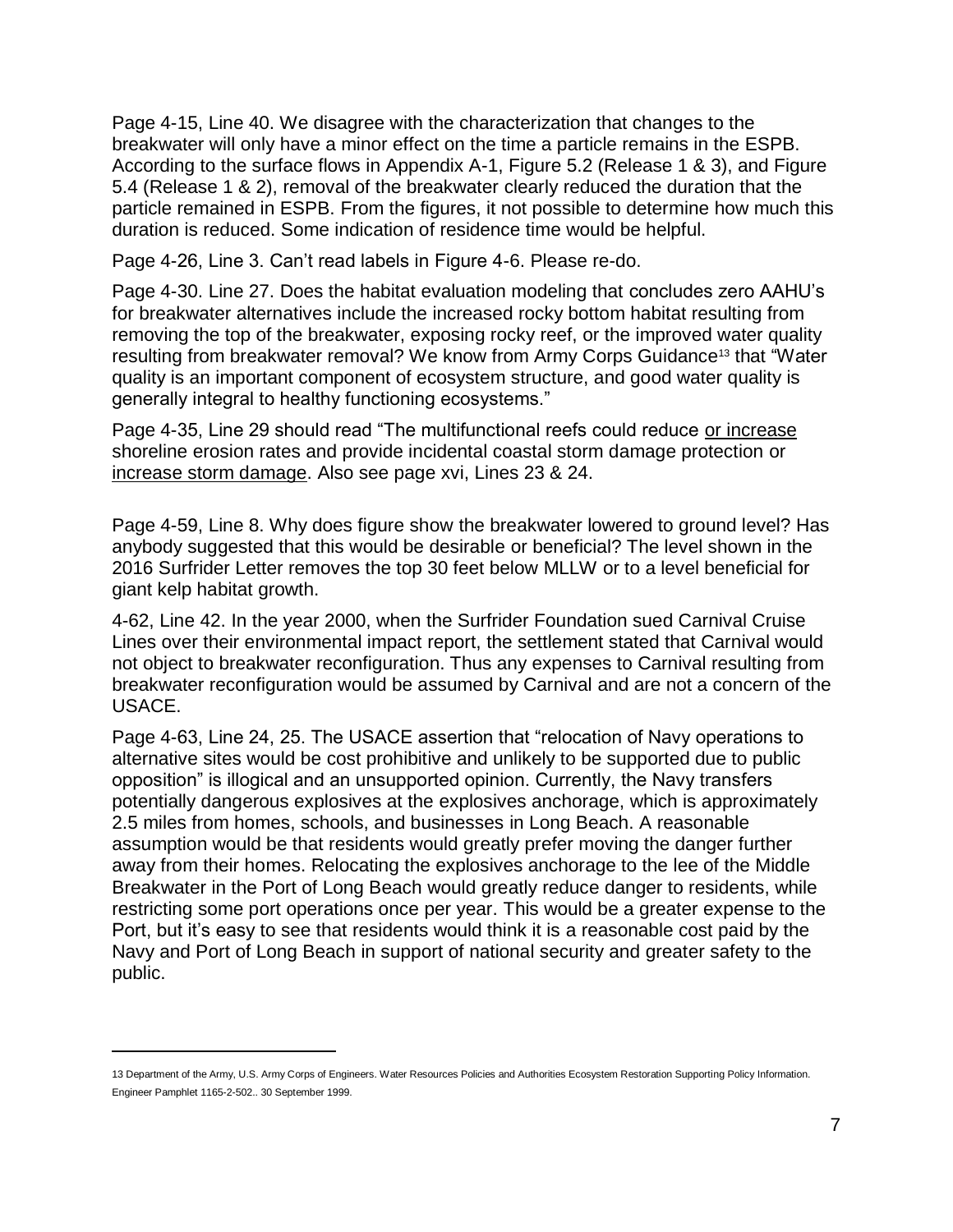Page 4-15, Line 40. We disagree with the characterization that changes to the breakwater will only have a minor effect on the time a particle remains in the ESPB. According to the surface flows in Appendix A-1, Figure 5.2 (Release 1 & 3), and Figure 5.4 (Release 1 & 2), removal of the breakwater clearly reduced the duration that the particle remained in ESPB. From the figures, it not possible to determine how much this duration is reduced. Some indication of residence time would be helpful.

Page 4-26, Line 3. Can't read labels in Figure 4-6. Please re-do.

Page 4-30. Line 27. Does the habitat evaluation modeling that concludes zero AAHU's for breakwater alternatives include the increased rocky bottom habitat resulting from removing the top of the breakwater, exposing rocky reef, or the improved water quality resulting from breakwater removal? We know from Army Corps Guidance[13] that "Water quality is an important component of ecosystem structure, and good water quality is generally integral to healthy functioning ecosystems."

Page 4-35, Line 29 should read "The multifunctional reefs could reduce <u>or increase</u> shoreline erosion rates and provide incidental coastal storm damage protection or <u>increase storm damage</u>. Also see page xvi, Lines 23 & 24.

Page 4-59, Line 8. Why does figure show the breakwater lowered to ground level? Has anybody suggested that this would be desirable or beneficial? The level shown in the 2016 Surfrider Letter removes the top 30 feet below MLLW or to a level beneficial for giant kelp habitat growth.

4-62, Line 42. In the year 2000, when the Surfrider Foundation sued Carnival Cruise Lines over their environmental impact report, the settlement stated that Carnival would not object to breakwater reconfiguration. Thus any expenses to Carnival resulting from breakwater reconfiguration would be assumed by Carnival and are not a concern of the USACE.

Page 4-63, Line 24, 25. The USACE assertion that "relocation of Navy operations to alternative sites would be cost prohibitive and unlikely to be supported due to public opposition" is illogical and an unsupported opinion. Currently, the Navy transfers potentially dangerous explosives at the explosives anchorage, which is approximately 2.5 miles from homes, schools, and businesses in Long Beach. A reasonable assumption would be that residents would greatly prefer moving the danger further away from their homes. Relocating the explosives anchorage to the lee of the Middle Breakwater in the Port of Long Beach would greatly reduce danger to residents, while restricting some port operations once per year. This would be a greater expense to the Port, but it's easy to see that residents would think it is a reasonable cost paid by the Navy and Port of Long Beach in support of national security and greater safety to the public.

---

13 Department of the Army, U.S. Army Corps of Engineers. Water Resources Policies and Authorities Ecosystem Restoration Supporting Policy Information. Engineer Pamphlet 1165-2-502.. 30 September 1999.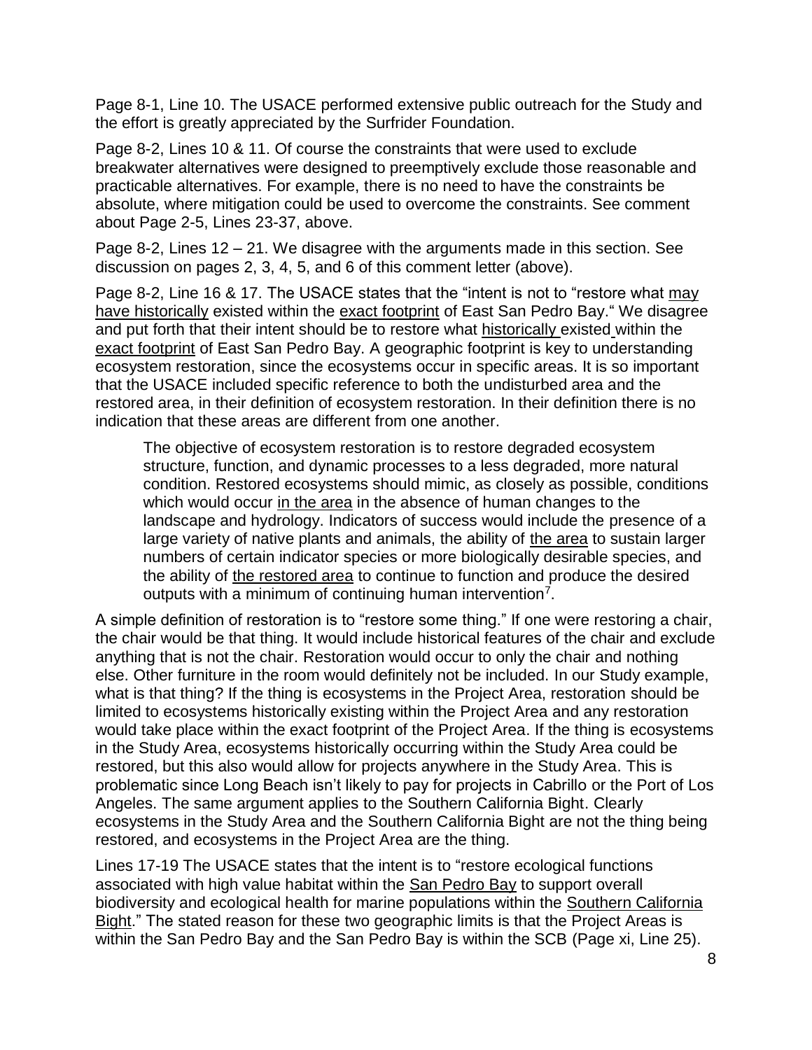Page 8-1, Line 10. The USACE performed extensive public outreach for the Study and the effort is greatly appreciated by the Surfrider Foundation.

Page 8-2, Lines 10 & 11. Of course the constraints that were used to exclude breakwater alternatives were designed to preemptively exclude those reasonable and practicable alternatives. For example, there is no need to have the constraints be absolute, where mitigation could be used to overcome the constraints. See comment about Page 2-5, Lines 23-37, above.

Page 8-2, Lines 12 – 21. We disagree with the arguments made in this section. See discussion on pages 2, 3, 4, 5, and 6 of this comment letter (above).

Page 8-2, Line 16 & 17. The USACE states that the "intent is not to "restore what <u>may have historically</u> existed within the <u>exact footprint</u> of East San Pedro Bay." We disagree and put forth that their intent should be to restore what <u>historically</u> existed within the <u>exact footprint</u> of East San Pedro Bay. A geographic footprint is key to understanding ecosystem restoration, since the ecosystems occur in specific areas. It is so important that the USACE included specific reference to both the undisturbed area and the restored area, in their definition of ecosystem restoration. In their definition there is no indication that these areas are different from one another.

> The objective of ecosystem restoration is to restore degraded ecosystem structure, function, and dynamic processes to a less degraded, more natural condition. Restored ecosystems should mimic, as closely as possible, conditions which would occur <u>in the area</u> in the absence of human changes to the landscape and hydrology. Indicators of success would include the presence of a large variety of native plants and animals, the ability of <u>the area</u> to sustain larger numbers of certain indicator species or more biologically desirable species, and the ability of <u>the restored area</u> to continue to function and produce the desired outputs with a minimum of continuing human intervention[7].

A simple definition of restoration is to "restore some thing." If one were restoring a chair, the chair would be that thing. It would include historical features of the chair and exclude anything that is not the chair. Restoration would occur to only the chair and nothing else. Other furniture in the room would definitely not be included. In our Study example, what is that thing? If the thing is ecosystems in the Project Area, restoration should be limited to ecosystems historically existing within the Project Area and any restoration would take place within the exact footprint of the Project Area. If the thing is ecosystems in the Study Area, ecosystems historically occurring within the Study Area could be restored, but this also would allow for projects anywhere in the Study Area. This is problematic since Long Beach isn't likely to pay for projects in Cabrillo or the Port of Los Angeles. The same argument applies to the Southern California Bight. Clearly ecosystems in the Study Area and the Southern California Bight are not the thing being restored, and ecosystems in the Project Area are the thing.

Lines 17-19 The USACE states that the intent is to "restore ecological functions associated with high value habitat within the <u>San Pedro Bay</u> to support overall biodiversity and ecological health for marine populations within the <u>Southern California Bight</u>." The stated reason for these two geographic limits is that the Project Areas is within the San Pedro Bay and the San Pedro Bay is within the SCB (Page xi, Line 25).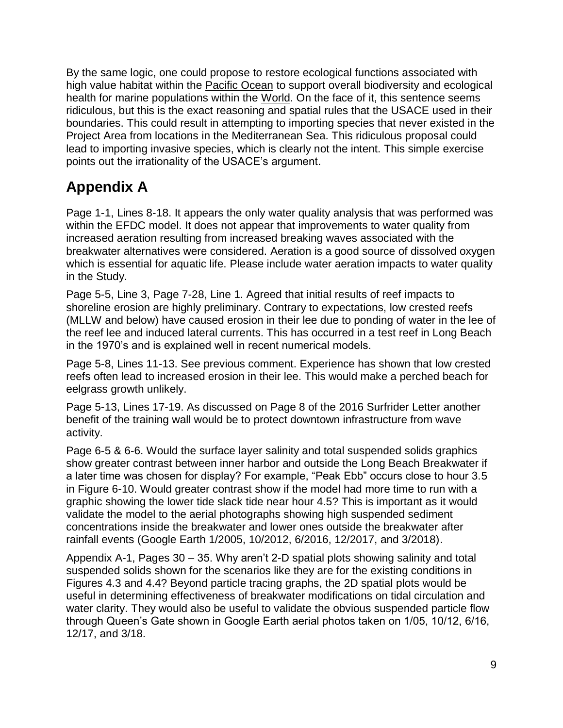By the same logic, one could propose to restore ecological functions associated with high value habitat within the Pacific Ocean to support overall biodiversity and ecological health for marine populations within the World. On the face of it, this sentence seems ridiculous, but this is the exact reasoning and spatial rules that the USACE used in their boundaries. This could result in attempting to importing species that never existed in the Project Area from locations in the Mediterranean Sea. This ridiculous proposal could lead to importing invasive species, which is clearly not the intent. This simple exercise points out the irrationality of the USACE's argument.

## Appendix A

Page 1-1, Lines 8-18. It appears the only water quality analysis that was performed was within the EFDC model. It does not appear that improvements to water quality from increased aeration resulting from increased breaking waves associated with the breakwater alternatives were considered. Aeration is a good source of dissolved oxygen which is essential for aquatic life. Please include water aeration impacts to water quality in the Study.

Page 5-5, Line 3, Page 7-28, Line 1. Agreed that initial results of reef impacts to shoreline erosion are highly preliminary. Contrary to expectations, low crested reefs (MLLW and below) have caused erosion in their lee due to ponding of water in the lee of the reef lee and induced lateral currents. This has occurred in a test reef in Long Beach in the 1970's and is explained well in recent numerical models.

Page 5-8, Lines 11-13. See previous comment. Experience has shown that low crested reefs often lead to increased erosion in their lee. This would make a perched beach for eelgrass growth unlikely.

Page 5-13, Lines 17-19. As discussed on Page 8 of the 2016 Surfrider Letter another benefit of the training wall would be to protect downtown infrastructure from wave activity.

Page 6-5 & 6-6. Would the surface layer salinity and total suspended solids graphics show greater contrast between inner harbor and outside the Long Beach Breakwater if a later time was chosen for display? For example, "Peak Ebb" occurs close to hour 3.5 in Figure 6-10. Would greater contrast show if the model had more time to run with a graphic showing the lower tide slack tide near hour 4.5? This is important as it would validate the model to the aerial photographs showing high suspended sediment concentrations inside the breakwater and lower ones outside the breakwater after rainfall events (Google Earth 1/2005, 10/2012, 6/2016, 12/2017, and 3/2018).

Appendix A-1, Pages 30 – 35. Why aren't 2-D spatial plots showing salinity and total suspended solids shown for the scenarios like they are for the existing conditions in Figures 4.3 and 4.4? Beyond particle tracing graphs, the 2D spatial plots would be useful in determining effectiveness of breakwater modifications on tidal circulation and water clarity. They would also be useful to validate the obvious suspended particle flow through Queen's Gate shown in Google Earth aerial photos taken on 1/05, 10/12, 6/16, 12/17, and 3/18.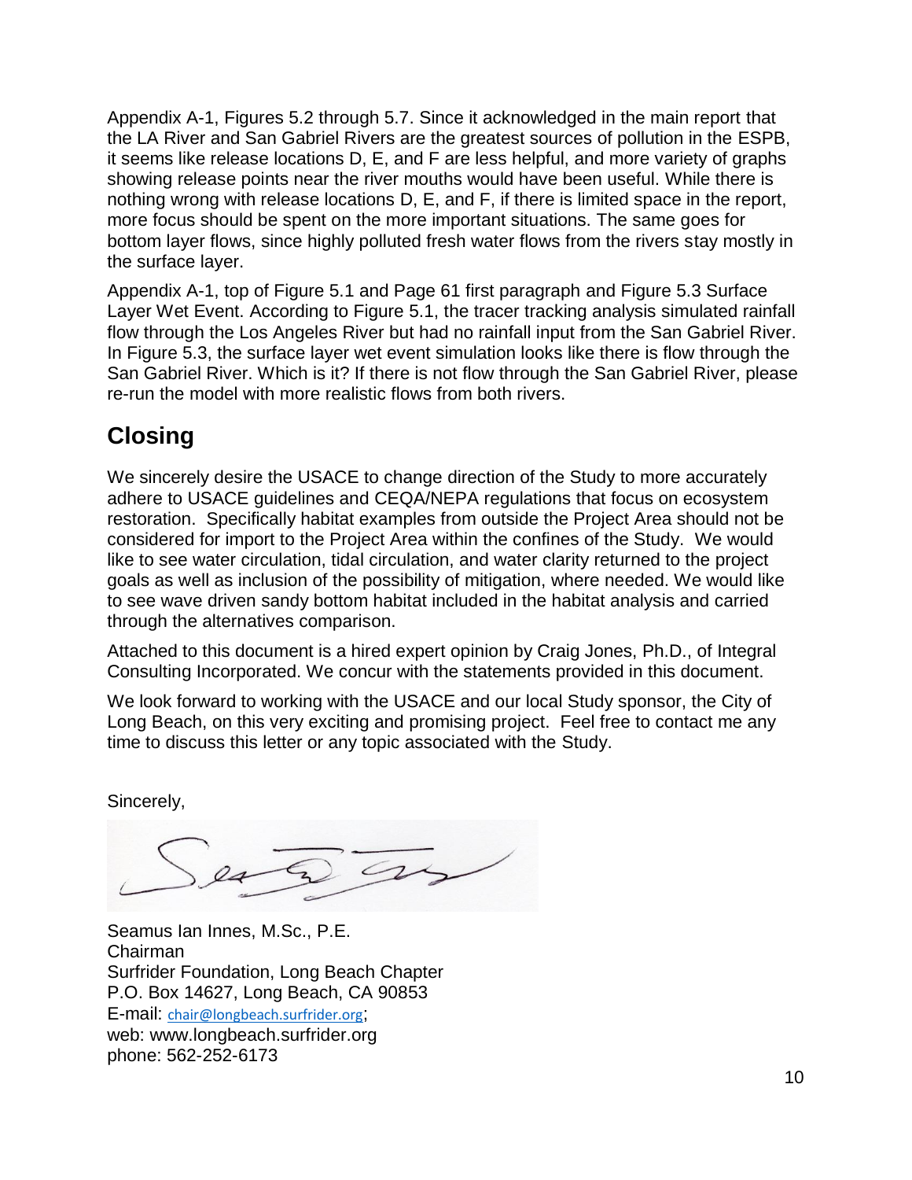Appendix A-1, Figures 5.2 through 5.7. Since it acknowledged in the main report that the LA River and San Gabriel Rivers are the greatest sources of pollution in the ESPB, it seems like release locations D, E, and F are less helpful, and more variety of graphs showing release points near the river mouths would have been useful. While there is nothing wrong with release locations D, E, and F, if there is limited space in the report, more focus should be spent on the more important situations. The same goes for bottom layer flows, since highly polluted fresh water flows from the rivers stay mostly in the surface layer.

Appendix A-1, top of Figure 5.1 and Page 61 first paragraph and Figure 5.3 Surface Layer Wet Event. According to Figure 5.1, the tracer tracking analysis simulated rainfall flow through the Los Angeles River but had no rainfall input from the San Gabriel River. In Figure 5.3, the surface layer wet event simulation looks like there is flow through the San Gabriel River. Which is it? If there is not flow through the San Gabriel River, please re-run the model with more realistic flows from both rivers.

## Closing

We sincerely desire the USACE to change direction of the Study to more accurately adhere to USACE guidelines and CEQA/NEPA regulations that focus on ecosystem restoration. Specifically habitat examples from outside the Project Area should not be considered for import to the Project Area within the confines of the Study. We would like to see water circulation, tidal circulation, and water clarity returned to the project goals as well as inclusion of the possibility of mitigation, where needed. We would like to see wave driven sandy bottom habitat included in the habitat analysis and carried through the alternatives comparison.

Attached to this document is a hired expert opinion by Craig Jones, Ph.D., of Integral Consulting Incorporated. We concur with the statements provided in this document.

We look forward to working with the USACE and our local Study sponsor, the City of Long Beach, on this very exciting and promising project. Feel free to contact me any time to discuss this letter or any topic associated with the Study.

Sincerely,

Seamus Ian Innes, M.Sc., P.E.
Chairman
Surfrider Foundation, Long Beach Chapter
P.O. Box 14627, Long Beach, CA 90853
E-mail: chair@longbeach.surfrider.org;
web: www.longbeach.surfrider.org
phone: 562-252-6173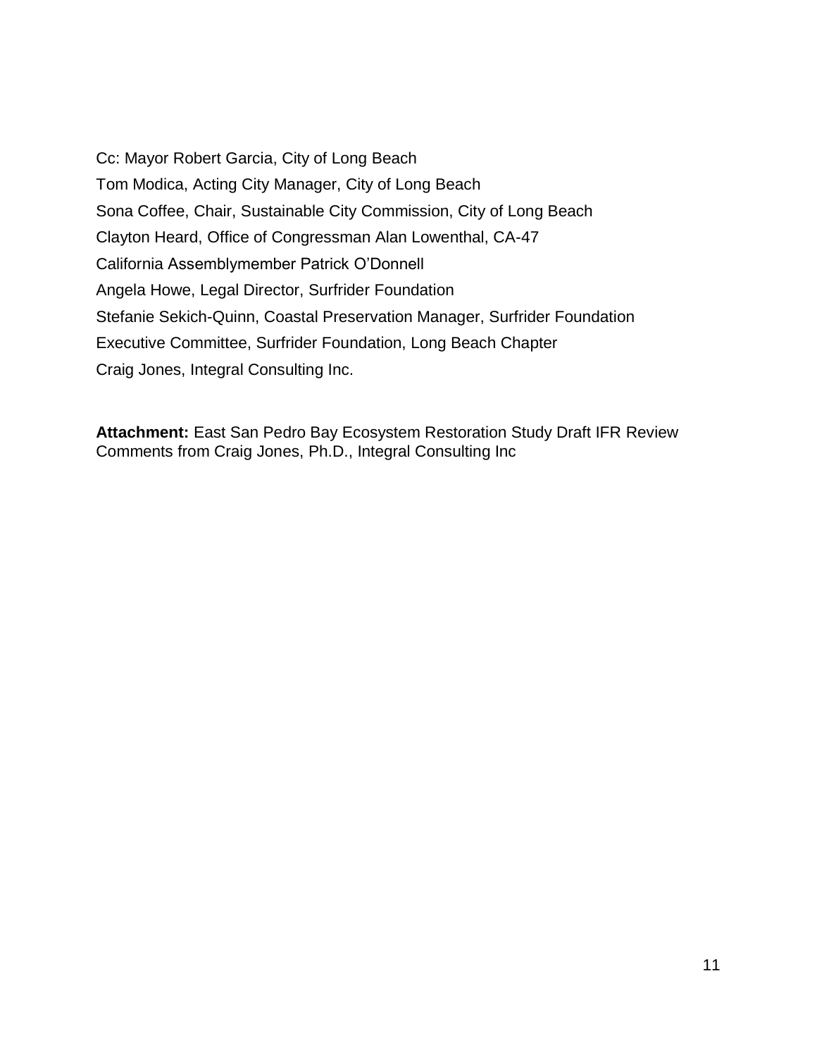Cc: Mayor Robert Garcia, City of Long Beach

Tom Modica, Acting City Manager, City of Long Beach

Sona Coffee, Chair, Sustainable City Commission, City of Long Beach

Clayton Heard, Office of Congressman Alan Lowenthal, CA-47

California Assemblymember Patrick O'Donnell

Angela Howe, Legal Director, Surfrider Foundation

Stefanie Sekich-Quinn, Coastal Preservation Manager, Surfrider Foundation

Executive Committee, Surfrider Foundation, Long Beach Chapter

Craig Jones, Integral Consulting Inc.

**Attachment:** East San Pedro Bay Ecosystem Restoration Study Draft IFR Review Comments from Craig Jones, Ph.D., Integral Consulting Inc